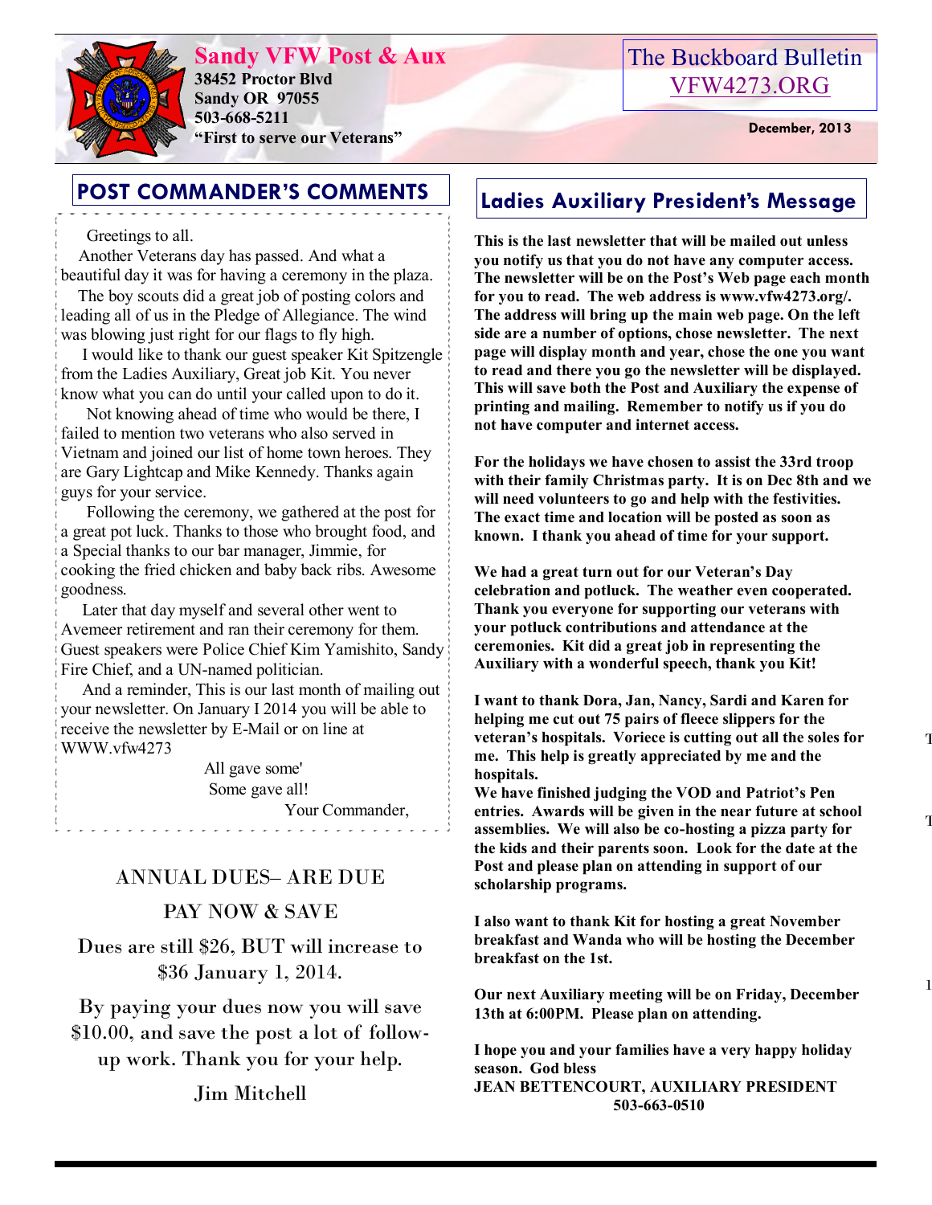# Sandy VFW Post & Aux

**38452 Proctor Blvd**
**Sandy OR 97055**
**503-668-5211**
**"First to serve our Veterans"**

The Buckboard Bulletin
VFW4273.ORG

**December, 2013**

## POST COMMANDER'S COMMENTS

Greetings to all.

Another Veterans day has passed. And what a beautiful day it was for having a ceremony in the plaza.

The boy scouts did a great job of posting colors and leading all of us in the Pledge of Allegiance. The wind was blowing just right for our flags to fly high.

I would like to thank our guest speaker Kit Spitzengle from the Ladies Auxiliary, Great job Kit. You never know what you can do until your called upon to do it.

Not knowing ahead of time who would be there, I failed to mention two veterans who also served in Vietnam and joined our list of home town heroes. They are Gary Lightcap and Mike Kennedy. Thanks again guys for your service.

Following the ceremony, we gathered at the post for a great pot luck. Thanks to those who brought food, and a Special thanks to our bar manager, Jimmie, for cooking the fried chicken and baby back ribs. Awesome goodness.

Later that day myself and several other went to Avemeer retirement and ran their ceremony for them. Guest speakers were Police Chief Kim Yamishito, Sandy Fire Chief, and a UN-named politician.

And a reminder, This is our last month of mailing out your newsletter. On January I 2014 you will be able to receive the newsletter by E-Mail or on line at WWW.vfw4273

All gave some'
Some gave all!
Your Commander,

## ANNUAL DUES– ARE DUE

PAY NOW & SAVE

Dues are still $26, BUT will increase to $36 January 1, 2014.

By paying your dues now you will save $10.00, and save the post a lot of follow-up work. Thank you for your help.

Jim Mitchell

## Ladies Auxiliary President's Message

**This is the last newsletter that will be mailed out unless you notify us that you do not have any computer access. The newsletter will be on the Post's Web page each month for you to read. The web address is www.vfw4273.org/. The address will bring up the main web page. On the left side are a number of options, chose newsletter. The next page will display month and year, chose the one you want to read and there you go the newsletter will be displayed. This will save both the Post and Auxiliary the expense of printing and mailing. Remember to notify us if you do not have computer and internet access.**

**For the holidays we have chosen to assist the 33rd troop with their family Christmas party. It is on Dec 8th and we will need volunteers to go and help with the festivities. The exact time and location will be posted as soon as known. I thank you ahead of time for your support.**

**We had a great turn out for our Veteran's Day celebration and potluck. The weather even cooperated. Thank you everyone for supporting our veterans with your potluck contributions and attendance at the ceremonies. Kit did a great job in representing the Auxiliary with a wonderful speech, thank you Kit!**

**I want to thank Dora, Jan, Nancy, Sardi and Karen for helping me cut out 75 pairs of fleece slippers for the veteran's hospitals. Voriece is cutting out all the soles for me. This help is greatly appreciated by me and the hospitals.**

**We have finished judging the VOD and Patriot's Pen entries. Awards will be given in the near future at school assemblies. We will also be co-hosting a pizza party for the kids and their parents soon. Look for the date at the Post and please plan on attending in support of our scholarship programs.**

**I also want to thank Kit for hosting a great November breakfast and Wanda who will be hosting the December breakfast on the 1st.**

**Our next Auxiliary meeting will be on Friday, December 13th at 6:00PM. Please plan on attending.**

**I hope you and your families have a very happy holiday season. God bless**
**JEAN BETTENCOURT, AUXILIARY PRESIDENT**
**503-663-0510**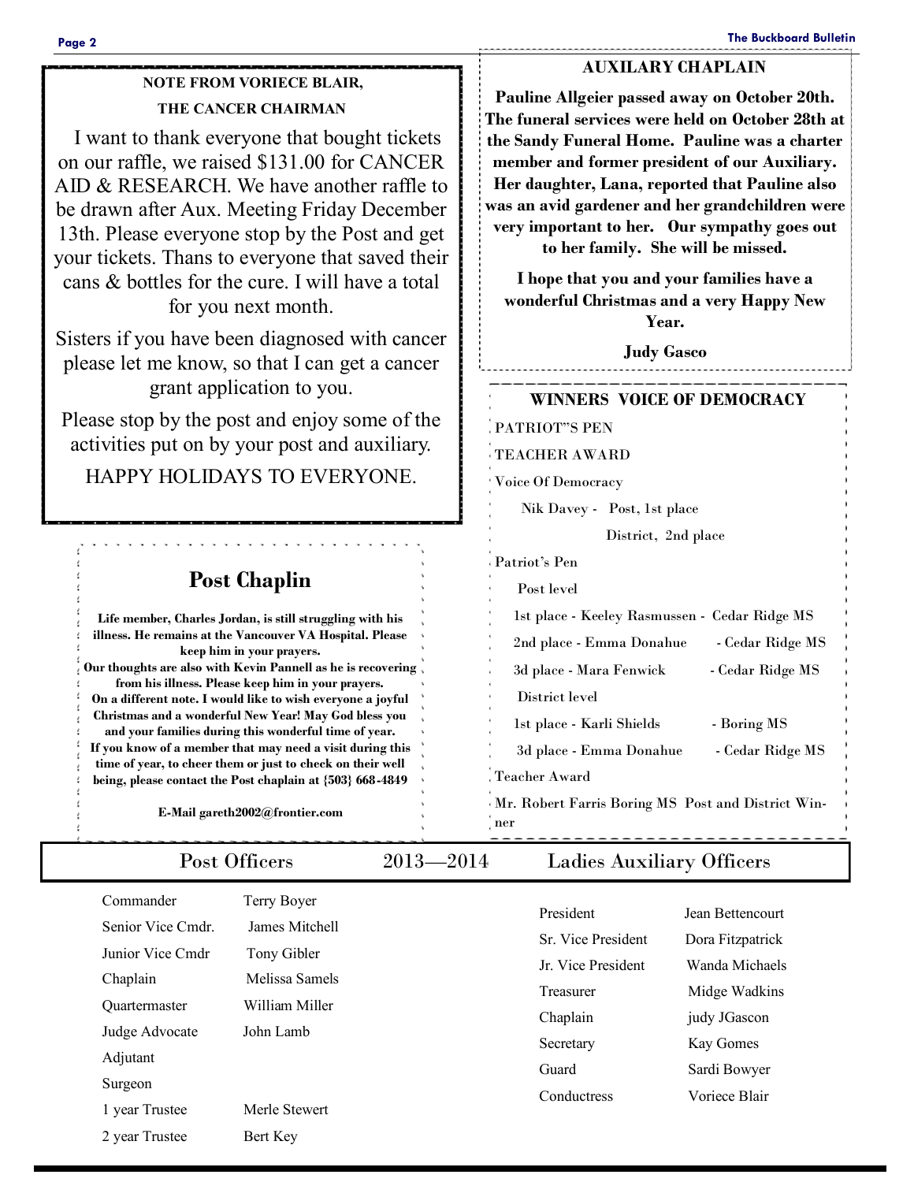## NOTE FROM VORIECE BLAIR, THE CANCER CHAIRMAN

I want to thank everyone that bought tickets on our raffle, we raised $131.00 for CANCER AID & RESEARCH. We have another raffle to be drawn after Aux. Meeting Friday December 13th. Please everyone stop by the Post and get your tickets. Thans to everyone that saved their cans & bottles for the cure. I will have a total for you next month.

Sisters if you have been diagnosed with cancer please let me know, so that I can get a cancer grant application to you.

Please stop by the post and enjoy some of the activities put on by your post and auxiliary.

HAPPY HOLIDAYS TO EVERYONE.

## Post Chaplin

**Life member, Charles Jordan, is still struggling with his illness. He remains at the Vancouver VA Hospital. Please keep him in your prayers.**

**Our thoughts are also with Kevin Pannell as he is recovering from his illness. Please keep him in your prayers.**

**On a different note. I would like to wish everyone a joyful Christmas and a wonderful New Year! May God bless you and your families during this wonderful time of year.**

**If you know of a member that may need a visit during this time of year, to cheer them or just to check on their well being, please contact the Post chaplain at {503} 668-4849**

**E-Mail gareth2002@frontier.com**

## AUXILARY CHAPLAIN

**Pauline Allgeier passed away on October 20th. The funeral services were held on October 28th at the Sandy Funeral Home. Pauline was a charter member and former president of our Auxiliary. Her daughter, Lana, reported that Pauline also was an avid gardener and her grandchildren were very important to her. Our sympathy goes out to her family. She will be missed.**

**I hope that you and your families have a wonderful Christmas and a very Happy New Year.**

**Judy Gasco**

## WINNERS VOICE OF DEMOCRACY

PATRIOT"S PEN

TEACHER AWARD

Voice Of Democracy

Nik Davey - Post, 1st place

District, 2nd place

Patriot's Pen

Post level

1st place - Keeley Rasmussen - Cedar Ridge MS

2nd place - Emma Donahue - Cedar Ridge MS

3d place - Mara Fenwick - Cedar Ridge MS

District level

1st place - Karli Shields - Boring MS

3d place - Emma Donahue - Cedar Ridge MS

Teacher Award

Mr. Robert Farris Boring MS Post and District Winner

## Post Officers 2013—2014 Ladies Auxiliary Officers

**Post Officers**

| Office | Name |
|---|---|
| Commander | Terry Boyer |
| Senior Vice Cmdr. | James Mitchell |
| Junior Vice Cmdr | Tony Gibler |
| Chaplain | Melissa Samels |
| Quartermaster | William Miller |
| Judge Advocate | John Lamb |
| Adjutant | |
| Surgeon | |
| 1 year Trustee | Merle Stewert |
| 2 year Trustee | Bert Key |

**Ladies Auxiliary Officers**

| Office | Name |
|---|---|
| President | Jean Bettencourt |
| Sr. Vice President | Dora Fitzpatrick |
| Jr. Vice President | Wanda Michaels |
| Treasurer | Midge Wadkins |
| Chaplain | judy JGascon |
| Secretary | Kay Gomes |
| Guard | Sardi Bowyer |
| Conductress | Voriece Blair |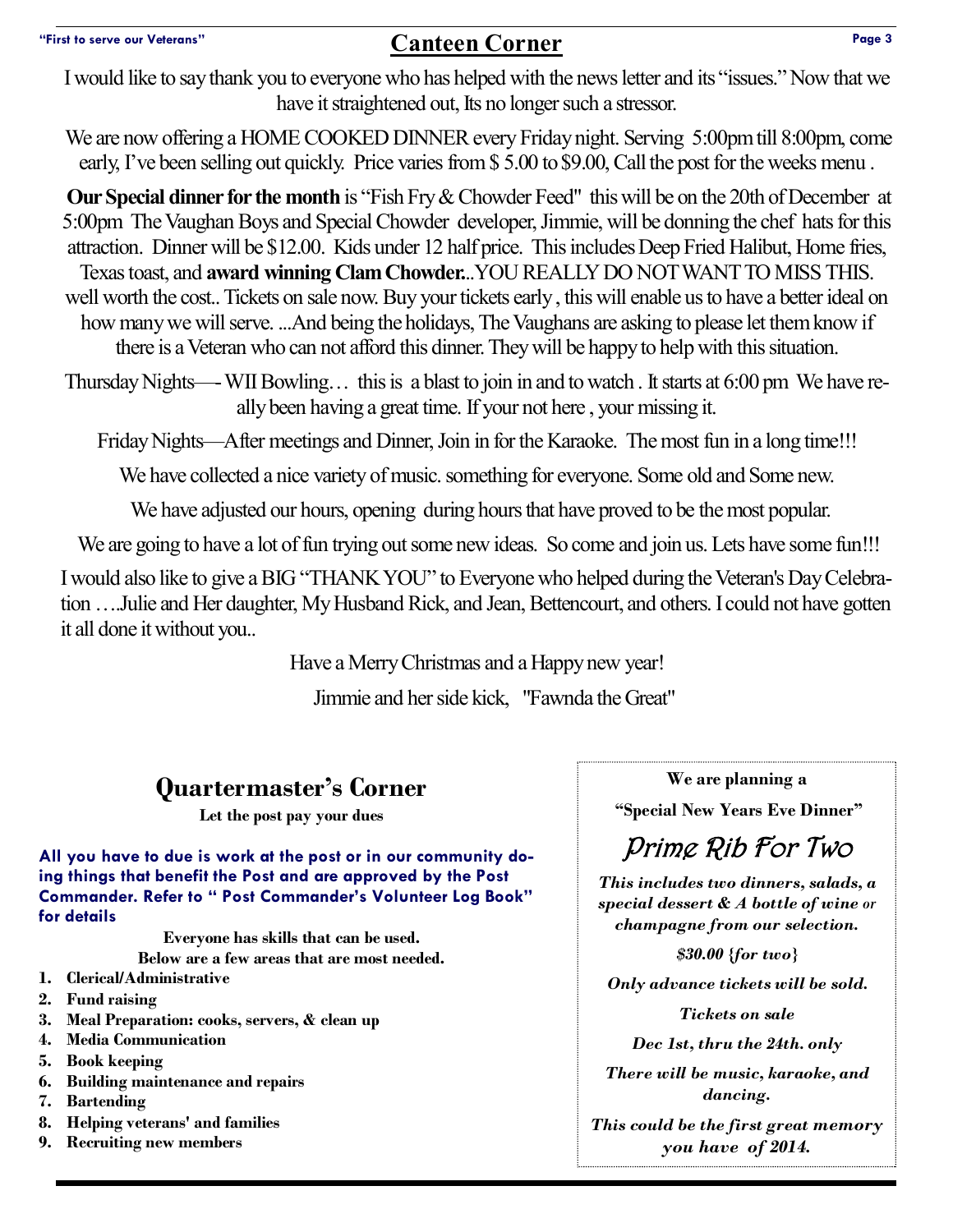## Canteen Corner

I would like to say thank you to everyone who has helped with the news letter and its "issues." Now that we have it straightened out, Its no longer such a stressor.

We are now offering a HOME COOKED DINNER every Friday night. Serving 5:00pm till 8:00pm, come early, I've been selling out quickly. Price varies from $ 5.00 to $9.00, Call the post for the weeks menu .

**Our Special dinner for the month** is "Fish Fry & Chowder Feed" this will be on the 20th of December at 5:00pm The Vaughan Boys and Special Chowder developer, Jimmie, will be donning the chef hats for this attraction. Dinner will be $12.00. Kids under 12 half price. This includes Deep Fried Halibut, Home fries, Texas toast, and **award winning Clam Chowder.**..YOU REALLY DO NOT WANT TO MISS THIS. well worth the cost.. Tickets on sale now. Buy your tickets early , this will enable us to have a better ideal on how many we will serve. ...And being the holidays, The Vaughans are asking to please let them know if there is a Veteran who can not afford this dinner. They will be happy to help with this situation.

Thursday Nights—- WII Bowling… this is a blast to join in and to watch . It starts at 6:00 pm We have really been having a great time. If your not here , your missing it.

Friday Nights—After meetings and Dinner, Join in for the Karaoke. The most fun in a long time!!!

We have collected a nice variety of music. something for everyone. Some old and Some new.

We have adjusted our hours, opening during hours that have proved to be the most popular.

We are going to have a lot of fun trying out some new ideas. So come and join us. Lets have some fun!!!

I would also like to give a BIG "THANK YOU" to Everyone who helped during the Veteran's Day Celebration ….Julie and Her daughter, My Husband Rick, and Jean, Bettencourt, and others. I could not have gotten it all done it without you..

Have a Merry Christmas and a Happy new year!

Jimmie and her side kick, "Fawnda the Great"

## Quartermaster's Corner

**Let the post pay your dues**

**All you have to due is work at the post or in our community doing things that benefit the Post and are approved by the Post Commander. Refer to " Post Commander's Volunteer Log Book" for details**

**Everyone has skills that can be used.**
**Below are a few areas that are most needed.**

1. **Clerical/Administrative**
2. **Fund raising**
3. **Meal Preparation: cooks, servers, & clean up**
4. **Media Communication**
5. **Book keeping**
6. **Building maintenance and repairs**
7. **Bartending**
8. **Helping veterans' and families**
9. **Recruiting new members**

**We are planning a**

**"Special New Years Eve Dinner"**

### *Prime Rib For Two*

***This includes two dinners, salads, a special dessert & A bottle of wine or champagne from our selection.***

***$30.00 {for two}***

***Only advance tickets will be sold.***

***Tickets on sale***

***Dec 1st, thru the 24th. only***

***There will be music, karaoke, and dancing.***

***This could be the first great memory you have of 2014.***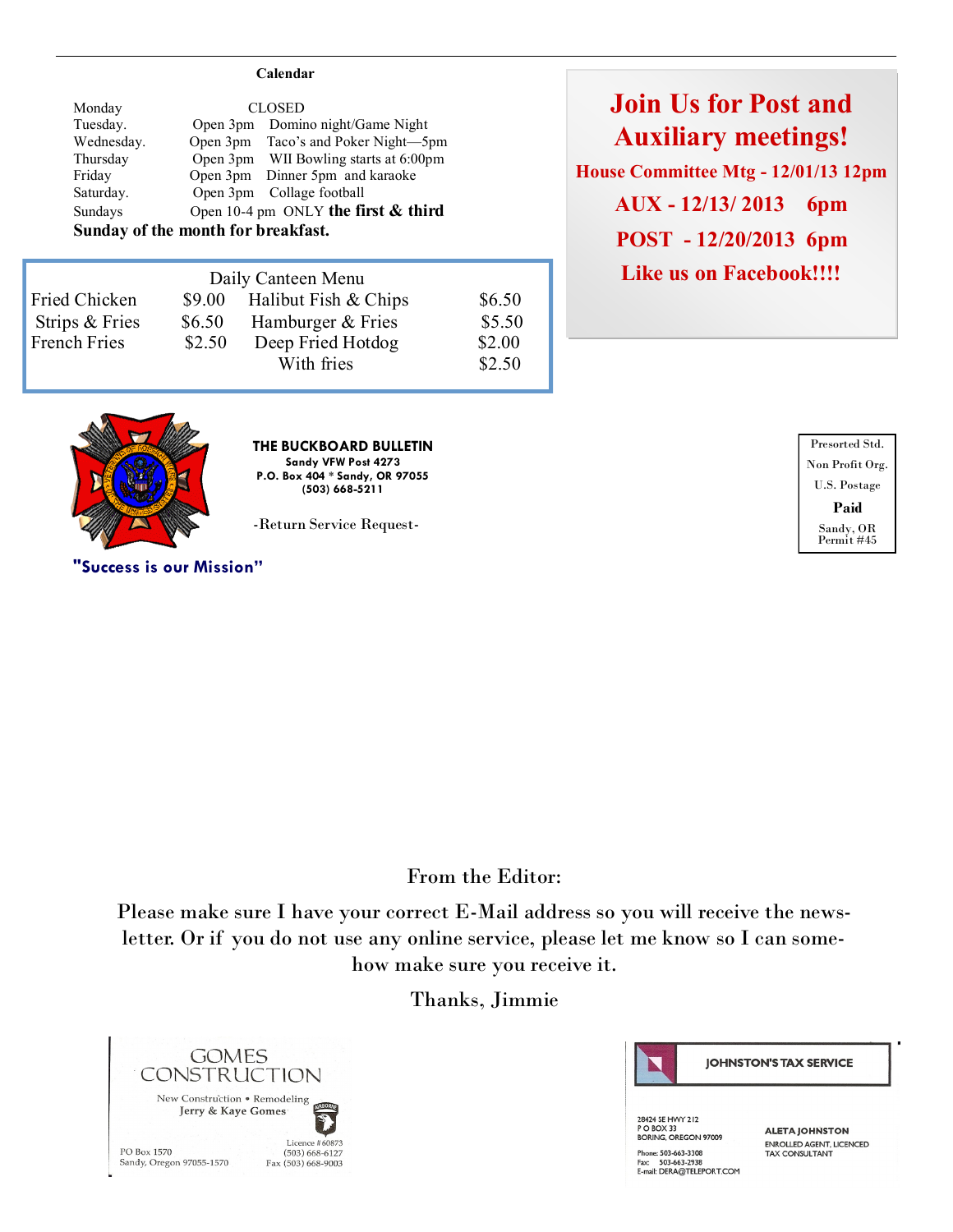**Calendar**

| | | |
|---|---|---|
| Monday | CLOSED | |
| Tuesday. | Open 3pm | Domino night/Game Night |
| Wednesday. | Open 3pm | Taco's and Poker Night—5pm |
| Thursday | Open 3pm | WII Bowling starts at 6:00pm |
| Friday | Open 3pm | Dinner 5pm and karaoke |
| Saturday. | Open 3pm | Collage football |
| Sundays | Open 10-4 pm ONLY **the first & third** | |

**Sunday of the month for breakfast.**

Daily Canteen Menu

| | | | |
|---|---|---|---|
| Fried Chicken | $9.00 | Halibut Fish & Chips | $6.50 |
| Strips & Fries | $6.50 | Hamburger & Fries | $5.50 |
| French Fries | $2.50 | Deep Fried Hotdog | $2.00 |
| | | With fries | $2.50 |

## Join Us for Post and Auxiliary meetings!

**House Committee Mtg - 12/01/13 12pm**

**AUX - 12/13/ 2013 6pm**

**POST - 12/20/2013 6pm**

**Like us on Facebook!!!!**

**THE BUCKBOARD BULLETIN**
**Sandy VFW Post 4273**
**P.O. Box 404 * Sandy, OR 97055**
**(503) 668-5211**

-Return Service Request-

**"Success is our Mission"**

Presorted Std.
Non Profit Org.
U.S. Postage
**Paid**
Sandy, OR
Permit #45

From the Editor:

Please make sure I have your correct E-Mail address so you will receive the newsletter. Or if you do not use any online service, please let me know so I can somehow make sure you receive it.

Thanks, Jimmie

GOMES CONSTRUCTION
New Construction • Remodeling
Jerry & Kaye Gomes
PO Box 1570
Sandy, Oregon 97055-1570
Licence # 60873
(503) 668-6127
Fax (503) 668-9003

JOHNSTON'S TAX SERVICE
28424 SE HWY 212
P O BOX 33
BORING, OREGON 97009
Phone: 503-663-3308
Fax: 503-663-2938
E-mail: DERA@TELEPORT.COM
ALETA JOHNSTON
ENROLLED AGENT, LICENCED TAX CONSULTANT